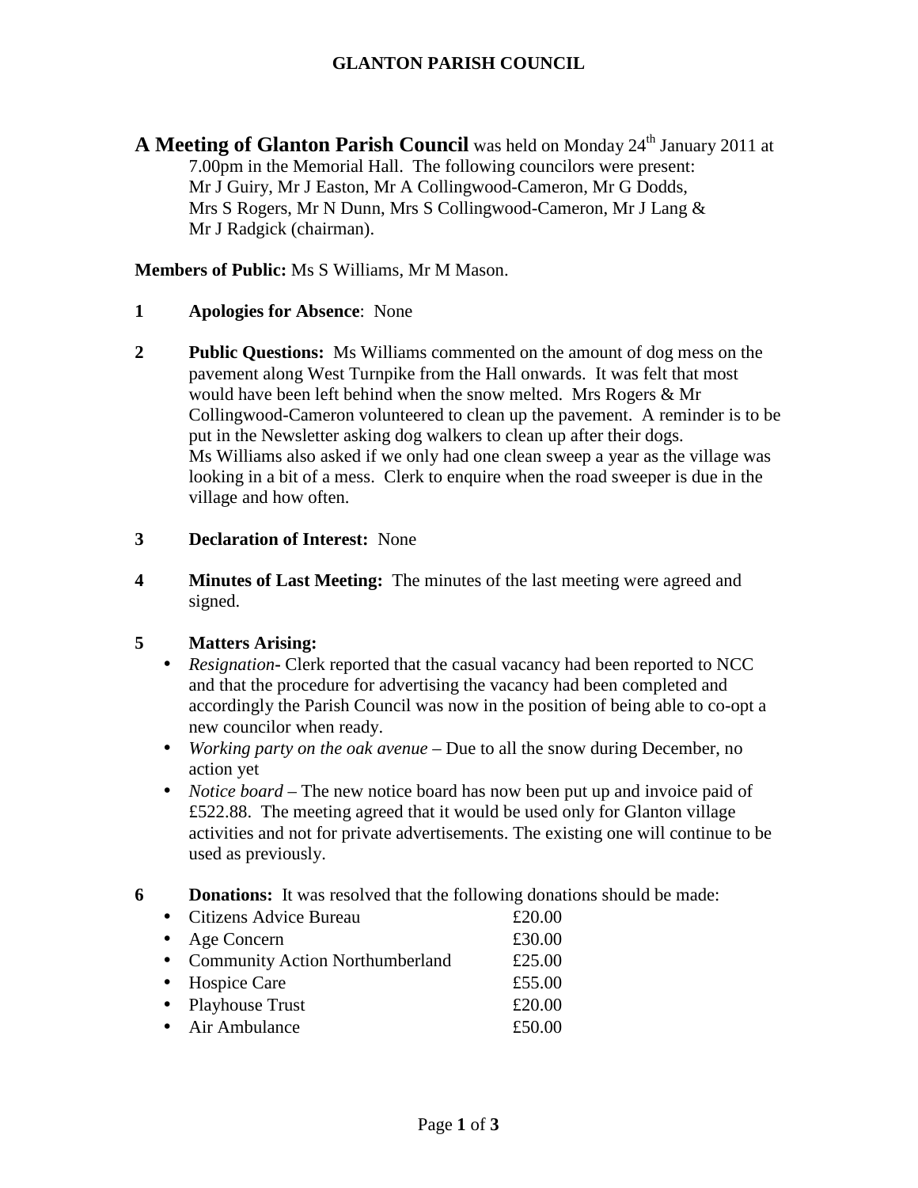# GLANTON PARISH COUNCIL

**A Meeting of Glanton Parish Council** was held on Monday 24th January 2011 at 7.00pm in the Memorial Hall. The following councilors were present: Mr J Guiry, Mr J Easton, Mr A Collingwood-Cameron, Mr G Dodds, Mrs S Rogers, Mr N Dunn, Mrs S Collingwood-Cameron, Mr J Lang & Mr J Radgick (chairman).

**Members of Public:** Ms S Williams, Mr M Mason.

**1 Apologies for Absence**: None

**2 Public Questions:** Ms Williams commented on the amount of dog mess on the pavement along West Turnpike from the Hall onwards. It was felt that most would have been left behind when the snow melted. Mrs Rogers & Mr Collingwood-Cameron volunteered to clean up the pavement. A reminder is to be put in the Newsletter asking dog walkers to clean up after their dogs. Ms Williams also asked if we only had one clean sweep a year as the village was looking in a bit of a mess. Clerk to enquire when the road sweeper is due in the village and how often.

**3 Declaration of Interest:** None

**4 Minutes of Last Meeting:** The minutes of the last meeting were agreed and signed.

**5 Matters Arising:**

- *Resignation-* Clerk reported that the casual vacancy had been reported to NCC and that the procedure for advertising the vacancy had been completed and accordingly the Parish Council was now in the position of being able to co-opt a new councilor when ready.
- *Working party on the oak avenue* – Due to all the snow during December, no action yet
- *Notice board* – The new notice board has now been put up and invoice paid of £522.88. The meeting agreed that it would be used only for Glanton village activities and not for private advertisements. The existing one will continue to be used as previously.

**6 Donations:** It was resolved that the following donations should be made:

- Citizens Advice Bureau £20.00
- Age Concern £30.00
- Community Action Northumberland £25.00
- Hospice Care £55.00
- Playhouse Trust £20.00
- Air Ambulance £50.00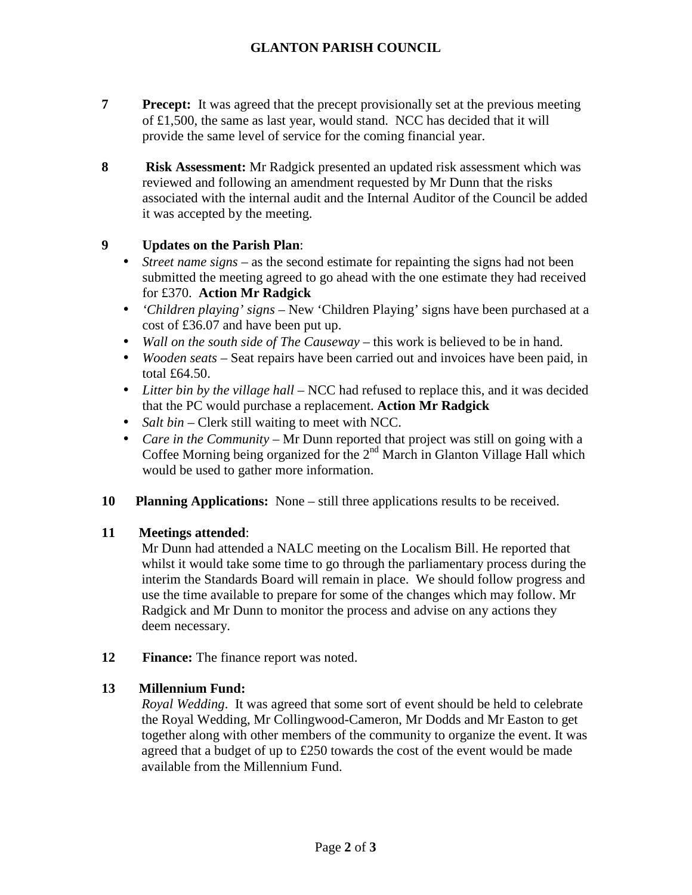**7** **Precept:** It was agreed that the precept provisionally set at the previous meeting of £1,500, the same as last year, would stand. NCC has decided that it will provide the same level of service for the coming financial year.

**8** **Risk Assessment:** Mr Radgick presented an updated risk assessment which was reviewed and following an amendment requested by Mr Dunn that the risks associated with the internal audit and the Internal Auditor of the Council be added it was accepted by the meeting.

**9** **Updates on the Parish Plan**:

- *Street name signs* – as the second estimate for repainting the signs had not been submitted the meeting agreed to go ahead with the one estimate they had received for £370. **Action Mr Radgick**
- *'Children playing' signs* – New 'Children Playing' signs have been purchased at a cost of £36.07 and have been put up.
- *Wall on the south side of The Causeway* – this work is believed to be in hand.
- *Wooden seats* – Seat repairs have been carried out and invoices have been paid, in total £64.50.
- *Litter bin by the village hall* – NCC had refused to replace this, and it was decided that the PC would purchase a replacement. **Action Mr Radgick**
- *Salt bin* – Clerk still waiting to meet with NCC.
- *Care in the Community* – Mr Dunn reported that project was still on going with a Coffee Morning being organized for the 2nd March in Glanton Village Hall which would be used to gather more information.

**10** **Planning Applications:** None – still three applications results to be received.

**11** **Meetings attended**:

Mr Dunn had attended a NALC meeting on the Localism Bill. He reported that whilst it would take some time to go through the parliamentary process during the interim the Standards Board will remain in place. We should follow progress and use the time available to prepare for some of the changes which may follow. Mr Radgick and Mr Dunn to monitor the process and advise on any actions they deem necessary.

**12** **Finance:** The finance report was noted.

**13** **Millennium Fund:**

*Royal Wedding*. It was agreed that some sort of event should be held to celebrate the Royal Wedding, Mr Collingwood-Cameron, Mr Dodds and Mr Easton to get together along with other members of the community to organize the event. It was agreed that a budget of up to £250 towards the cost of the event would be made available from the Millennium Fund.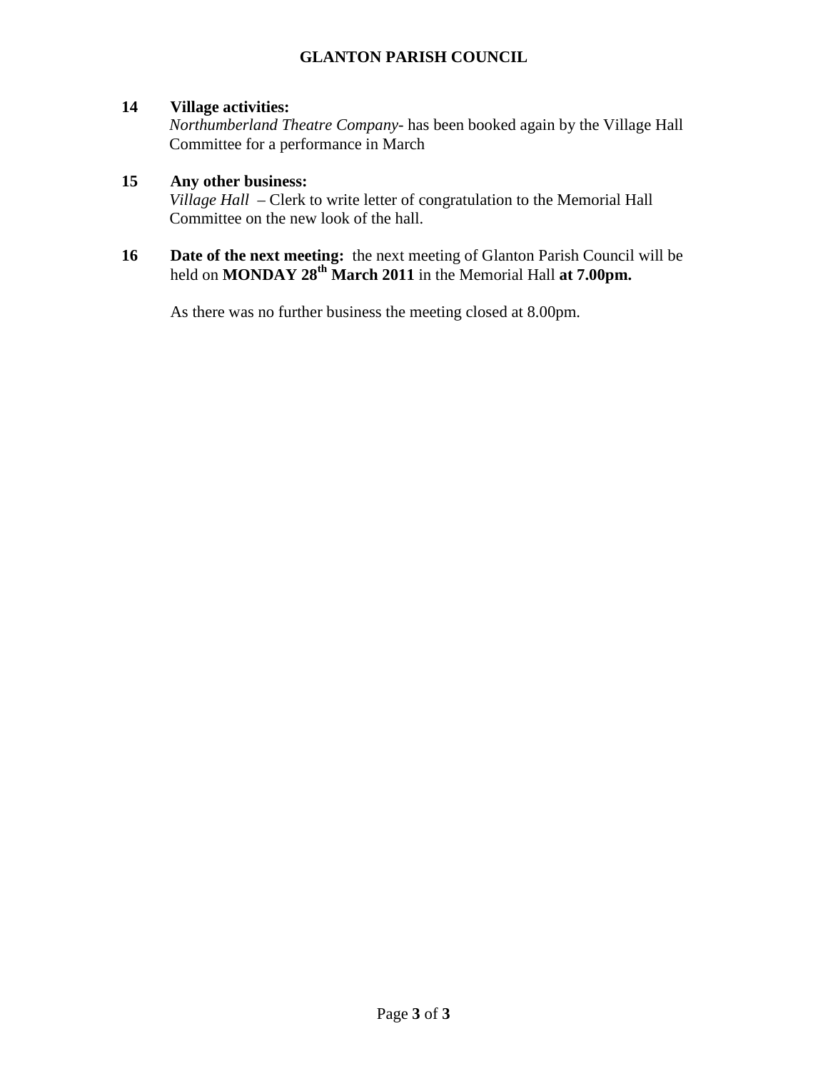**14 Village activities:**
*Northumberland Theatre Company*- has been booked again by the Village Hall Committee for a performance in March

**15 Any other business:**
*Village Hall* – Clerk to write letter of congratulation to the Memorial Hall Committee on the new look of the hall.

**16 Date of the next meeting:** the next meeting of Glanton Parish Council will be held on **MONDAY 28th March 2011** in the Memorial Hall **at 7.00pm.**

As there was no further business the meeting closed at 8.00pm.